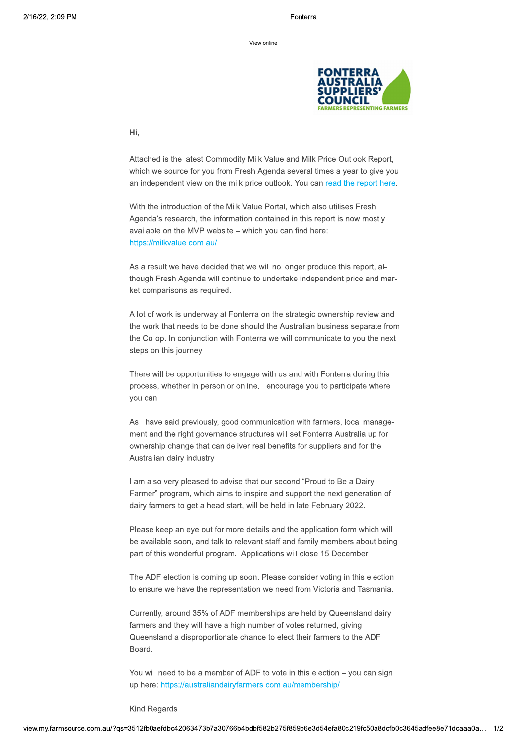View online

FONTERRA AUSTRALIA SUPPLIERS' COUNCIL
FARMERS REPRESENTING FARMERS

**Hi,**

Attached is the latest Commodity Milk Value and Milk Price Outlook Report, which we source for you from Fresh Agenda several times a year to give you an independent view on the milk price outlook. You can read the report here.

With the introduction of the Milk Value Portal, which also utilises Fresh Agenda's research, the information contained in this report is now mostly available on the MVP website – which you can find here: https://milkvalue.com.au/

As a result we have decided that we will no longer produce this report, although Fresh Agenda will continue to undertake independent price and market comparisons as required.

A lot of work is underway at Fonterra on the strategic ownership review and the work that needs to be done should the Australian business separate from the Co-op. In conjunction with Fonterra we will communicate to you the next steps on this journey.

There will be opportunities to engage with us and with Fonterra during this process, whether in person or online. I encourage you to participate where you can.

As I have said previously, good communication with farmers, local management and the right governance structures will set Fonterra Australia up for ownership change that can deliver real benefits for suppliers and for the Australian dairy industry.

I am also very pleased to advise that our second "Proud to Be a Dairy Farmer" program, which aims to inspire and support the next generation of dairy farmers to get a head start, will be held in late February 2022.

Please keep an eye out for more details and the application form which will be available soon, and talk to relevant staff and family members about being part of this wonderful program. Applications will close 15 December.

The ADF election is coming up soon. Please consider voting in this election to ensure we have the representation we need from Victoria and Tasmania.

Currently, around 35% of ADF memberships are held by Queensland dairy farmers and they will have a high number of votes returned, giving Queensland a disproportionate chance to elect their farmers to the ADF Board.

You will need to be a member of ADF to vote in this election – you can sign up here: https://australiandairyfarmers.com.au/membership/

Kind Regards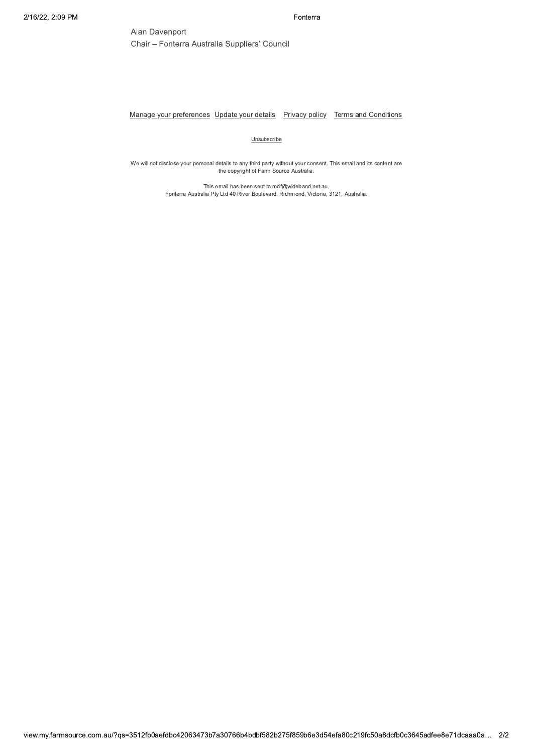Alan Davenport
Chair – Fonterra Australia Suppliers' Council

Manage your preferences  Update your details  Privacy policy  Terms and Conditions

Unsubscribe

We will not disclose your personal details to any third party without your consent. This email and its content are the copyright of Farm Source Australia.

This email has been sent to mdf@wideband.net.au.
Fonterra Australia Pty Ltd 40 River Boulevard, Richmond, Victoria, 3121, Australia.